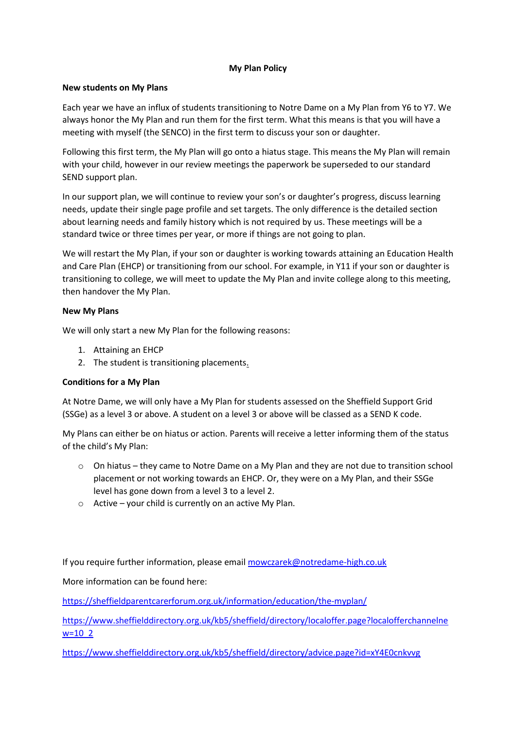# My Plan Policy

**New students on My Plans**

Each year we have an influx of students transitioning to Notre Dame on a My Plan from Y6 to Y7. We always honor the My Plan and run them for the first term. What this means is that you will have a meeting with myself (the SENCO) in the first term to discuss your son or daughter.

Following this first term, the My Plan will go onto a hiatus stage. This means the My Plan will remain with your child, however in our review meetings the paperwork be superseded to our standard SEND support plan.

In our support plan, we will continue to review your son's or daughter's progress, discuss learning needs, update their single page profile and set targets. The only difference is the detailed section about learning needs and family history which is not required by us. These meetings will be a standard twice or three times per year, or more if things are not going to plan.

We will restart the My Plan, if your son or daughter is working towards attaining an Education Health and Care Plan (EHCP) or transitioning from our school. For example, in Y11 if your son or daughter is transitioning to college, we will meet to update the My Plan and invite college along to this meeting, then handover the My Plan.

**New My Plans**

We will only start a new My Plan for the following reasons:

1. Attaining an EHCP
2. The student is transitioning placements.

**Conditions for a My Plan**

At Notre Dame, we will only have a My Plan for students assessed on the Sheffield Support Grid (SSGe) as a level 3 or above. A student on a level 3 or above will be classed as a SEND K code.

My Plans can either be on hiatus or action. Parents will receive a letter informing them of the status of the child's My Plan:

- On hiatus – they came to Notre Dame on a My Plan and they are not due to transition school placement or not working towards an EHCP. Or, they were on a My Plan, and their SSGe level has gone down from a level 3 to a level 2.
- Active – your child is currently on an active My Plan.

If you require further information, please email mowczarek@notredame-high.co.uk

More information can be found here:

https://sheffieldparentcarerforum.org.uk/information/education/the-myplan/

https://www.sheffielddirectory.org.uk/kb5/sheffield/directory/localoffer.page?localofferchannelnew=10_2

https://www.sheffielddirectory.org.uk/kb5/sheffield/directory/advice.page?id=xY4E0cnkvvg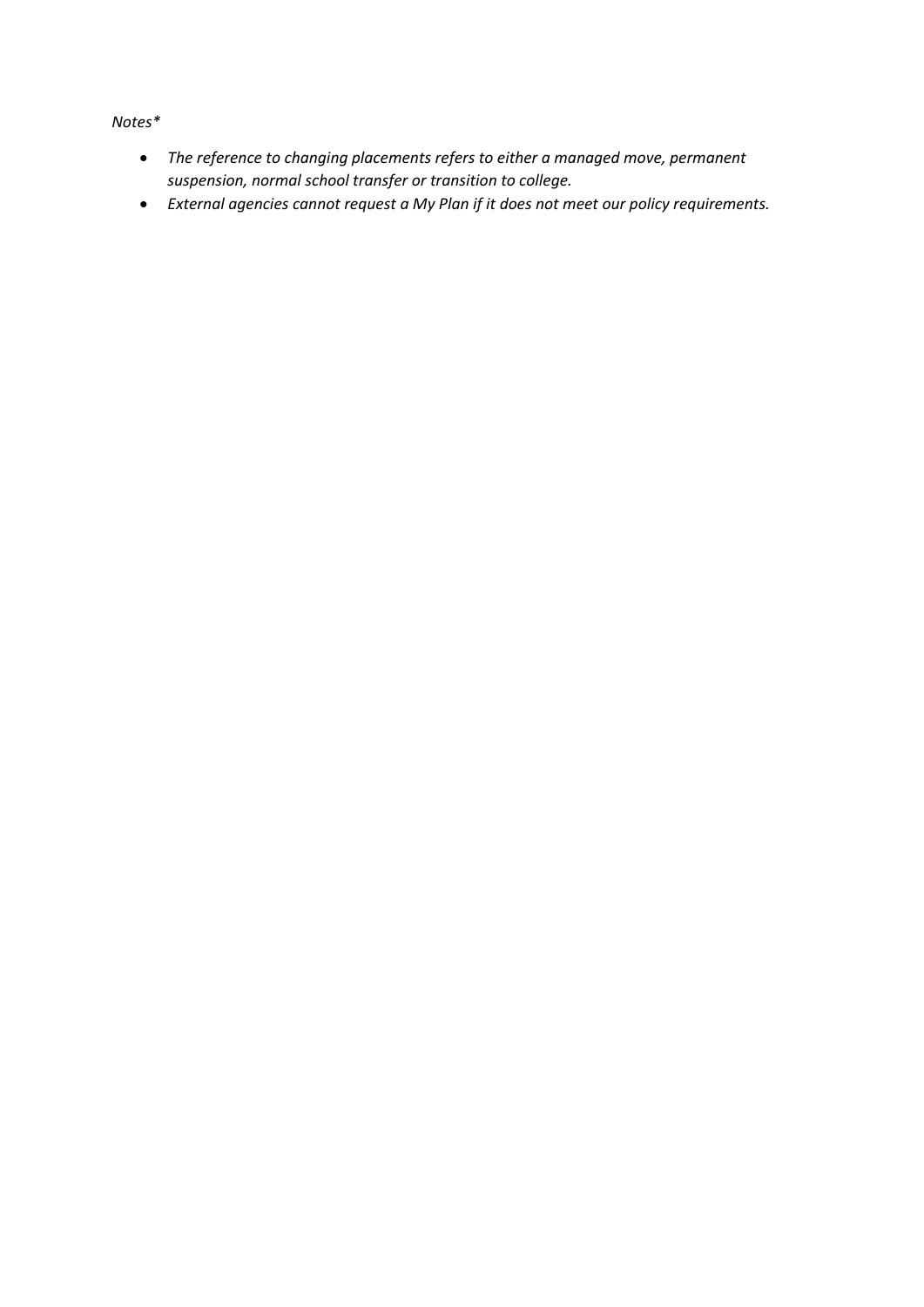*Notes**

- *The reference to changing placements refers to either a managed move, permanent suspension, normal school transfer or transition to college.*
- *External agencies cannot request a My Plan if it does not meet our policy requirements.*